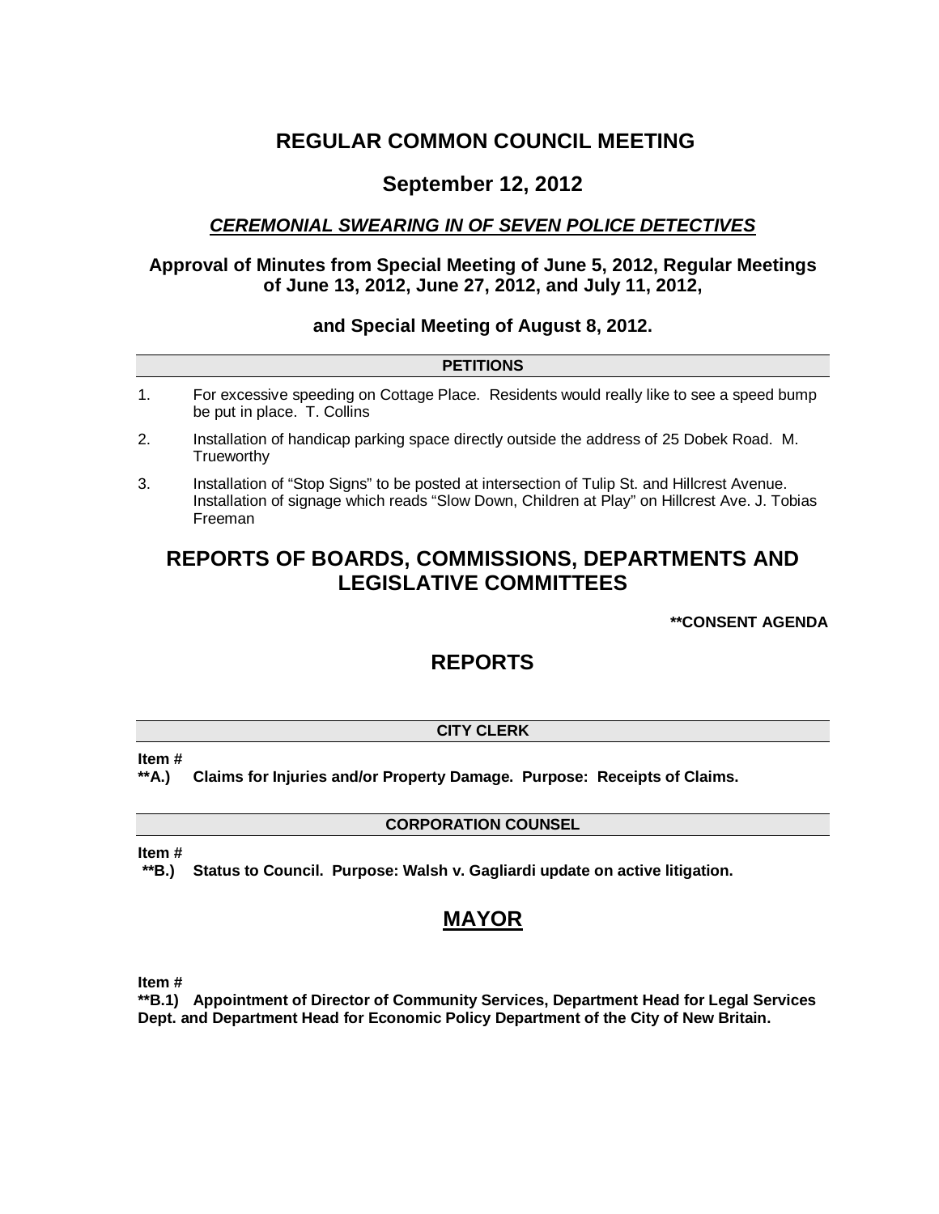# REGULAR COMMON COUNCIL MEETING

## September 12, 2012

### ***CEREMONIAL SWEARING IN OF SEVEN POLICE DETECTIVES***

**Approval of Minutes from Special Meeting of June 5, 2012, Regular Meetings of June 13, 2012, June 27, 2012, and July 11, 2012,**

**and Special Meeting of August 8, 2012.**

### PETITIONS

1. For excessive speeding on Cottage Place. Residents would really like to see a speed bump be put in place. T. Collins
2. Installation of handicap parking space directly outside the address of 25 Dobek Road. M. Trueworthy
3. Installation of "Stop Signs" to be posted at intersection of Tulip St. and Hillcrest Avenue. Installation of signage which reads "Slow Down, Children at Play" on Hillcrest Ave. J. Tobias Freeman

## REPORTS OF BOARDS, COMMISSIONS, DEPARTMENTS AND LEGISLATIVE COMMITTEES

**\*\*CONSENT AGENDA**

## REPORTS

### CITY CLERK

**Item #**
**\*\*A.) Claims for Injuries and/or Property Damage. Purpose: Receipts of Claims.**

### CORPORATION COUNSEL

**Item #**
**\*\*B.) Status to Council. Purpose: Walsh v. Gagliardi update on active litigation.**

## MAYOR

**Item #**
**\*\*B.1) Appointment of Director of Community Services, Department Head for Legal Services Dept. and Department Head for Economic Policy Department of the City of New Britain.**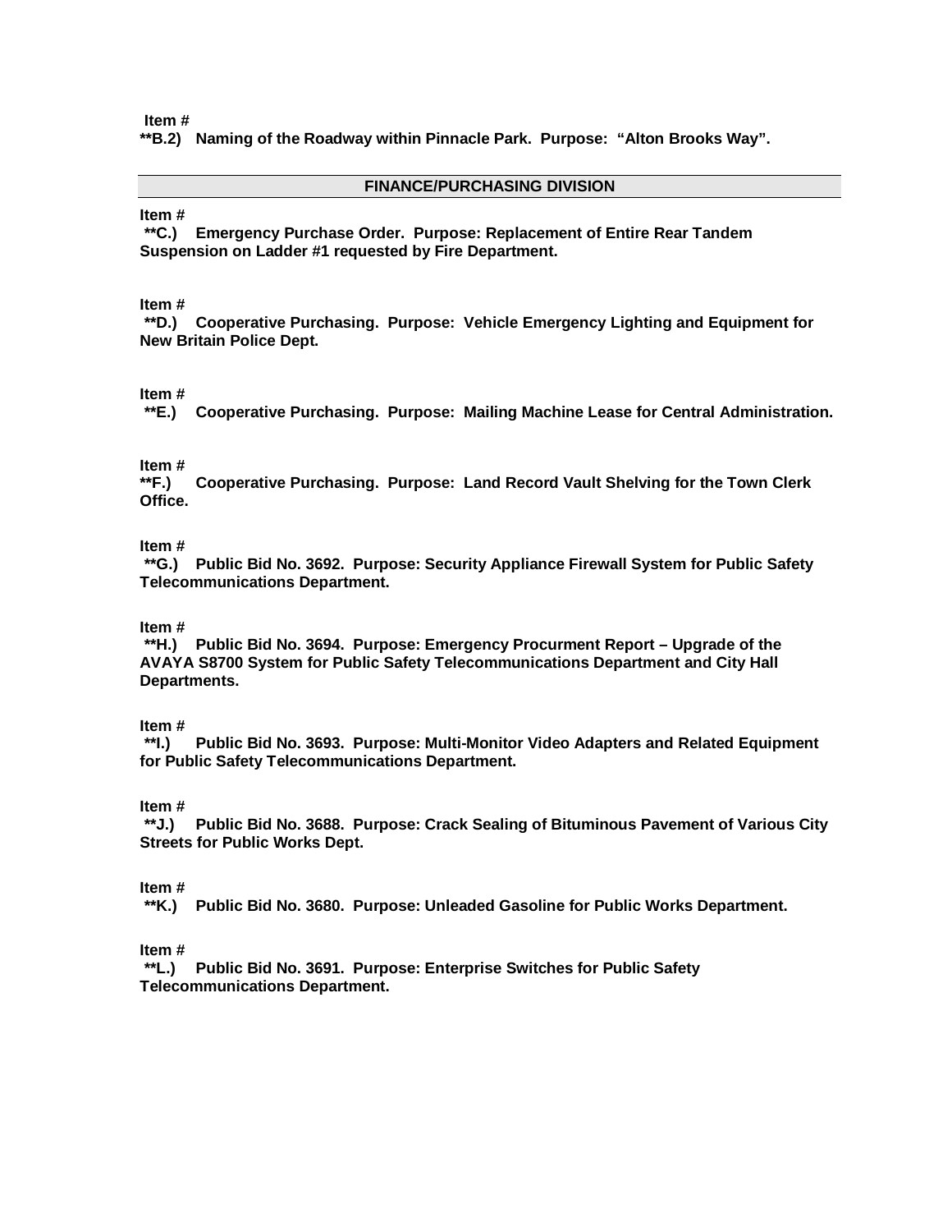**Item #**
**\*\*B.2) Naming of the Roadway within Pinnacle Park. Purpose: "Alton Brooks Way".**

## FINANCE/PURCHASING DIVISION

**Item #**
**\*\*C.) Emergency Purchase Order. Purpose: Replacement of Entire Rear Tandem Suspension on Ladder #1 requested by Fire Department.**

**Item #**
**\*\*D.) Cooperative Purchasing. Purpose: Vehicle Emergency Lighting and Equipment for New Britain Police Dept.**

**Item #**
**\*\*E.) Cooperative Purchasing. Purpose: Mailing Machine Lease for Central Administration.**

**Item #**
**\*\*F.) Cooperative Purchasing. Purpose: Land Record Vault Shelving for the Town Clerk Office.**

**Item #**
**\*\*G.) Public Bid No. 3692. Purpose: Security Appliance Firewall System for Public Safety Telecommunications Department.**

**Item #**
**\*\*H.) Public Bid No. 3694. Purpose: Emergency Procurment Report – Upgrade of the AVAYA S8700 System for Public Safety Telecommunications Department and City Hall Departments.**

**Item #**
**\*\*I.) Public Bid No. 3693. Purpose: Multi-Monitor Video Adapters and Related Equipment for Public Safety Telecommunications Department.**

**Item #**
**\*\*J.) Public Bid No. 3688. Purpose: Crack Sealing of Bituminous Pavement of Various City Streets for Public Works Dept.**

**Item #**
**\*\*K.) Public Bid No. 3680. Purpose: Unleaded Gasoline for Public Works Department.**

**Item #**
**\*\*L.) Public Bid No. 3691. Purpose: Enterprise Switches for Public Safety Telecommunications Department.**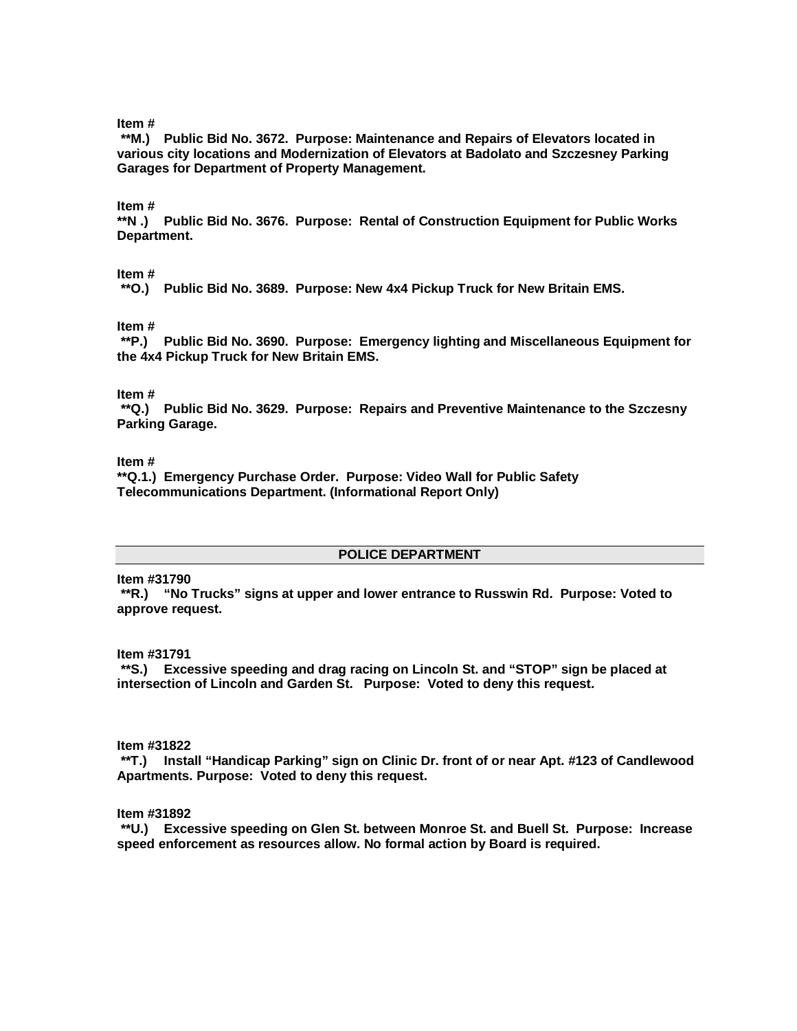**Item #**

**\*\*M.) Public Bid No. 3672. Purpose: Maintenance and Repairs of Elevators located in various city locations and Modernization of Elevators at Badolato and Szczesney Parking Garages for Department of Property Management.**

**Item #**

**\*\*N .) Public Bid No. 3676. Purpose: Rental of Construction Equipment for Public Works Department.**

**Item #**

**\*\*O.) Public Bid No. 3689. Purpose: New 4x4 Pickup Truck for New Britain EMS.**

**Item #**

**\*\*P.) Public Bid No. 3690. Purpose: Emergency lighting and Miscellaneous Equipment for the 4x4 Pickup Truck for New Britain EMS.**

**Item #**

**\*\*Q.) Public Bid No. 3629. Purpose: Repairs and Preventive Maintenance to the Szczesny Parking Garage.**

**Item #**

**\*\*Q.1.) Emergency Purchase Order. Purpose: Video Wall for Public Safety Telecommunications Department. (Informational Report Only)**

## POLICE DEPARTMENT

**Item #31790**

**\*\*R.) "No Trucks" signs at upper and lower entrance to Russwin Rd. Purpose: Voted to approve request.**

**Item #31791**

**\*\*S.) Excessive speeding and drag racing on Lincoln St. and "STOP" sign be placed at intersection of Lincoln and Garden St. Purpose: Voted to deny this request.**

**Item #31822**

**\*\*T.) Install "Handicap Parking" sign on Clinic Dr. front of or near Apt. #123 of Candlewood Apartments. Purpose: Voted to deny this request.**

**Item #31892**

**\*\*U.) Excessive speeding on Glen St. between Monroe St. and Buell St. Purpose: Increase speed enforcement as resources allow. No formal action by Board is required.**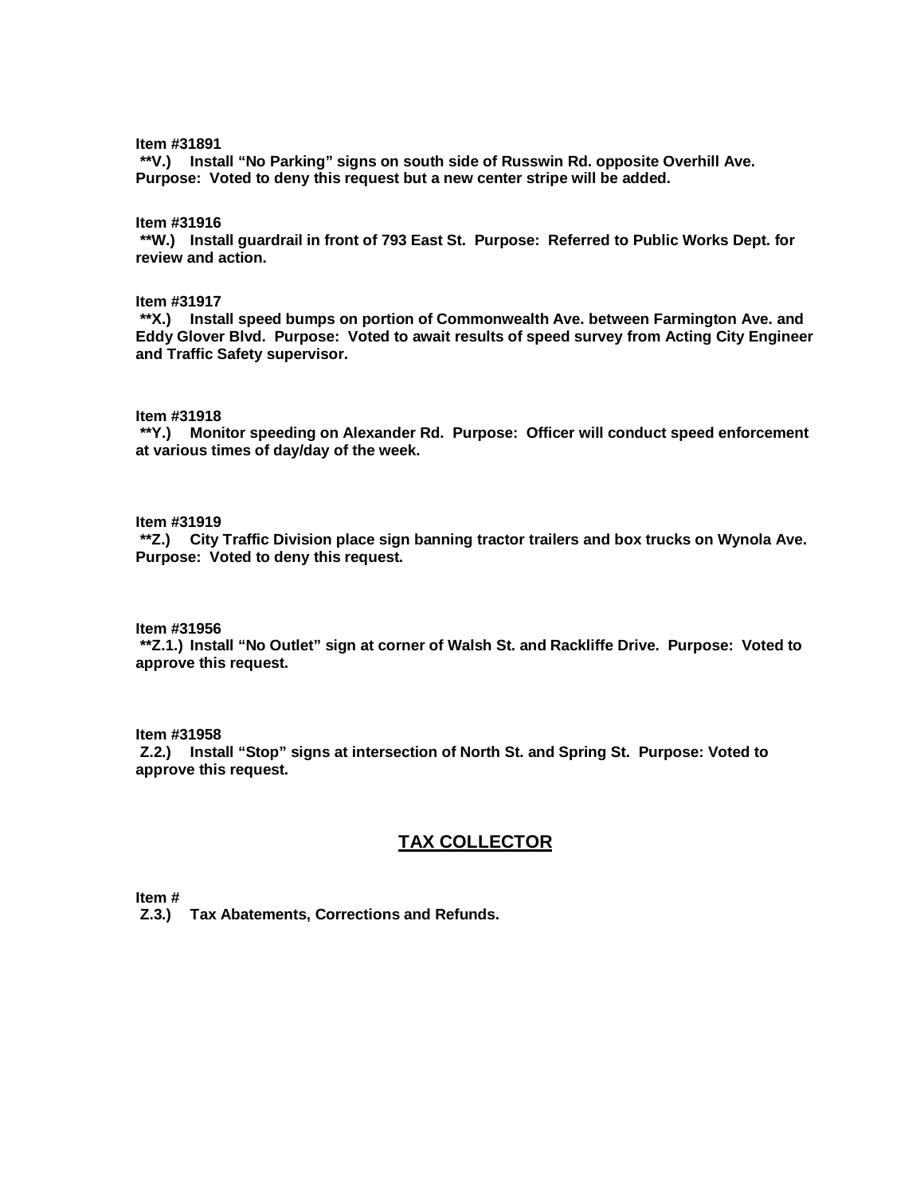**Item #31891**
**\*\*V.) Install "No Parking" signs on south side of Russwin Rd. opposite Overhill Ave. Purpose: Voted to deny this request but a new center stripe will be added.**

**Item #31916**
**\*\*W.) Install guardrail in front of 793 East St. Purpose: Referred to Public Works Dept. for review and action.**

**Item #31917**
**\*\*X.) Install speed bumps on portion of Commonwealth Ave. between Farmington Ave. and Eddy Glover Blvd. Purpose: Voted to await results of speed survey from Acting City Engineer and Traffic Safety supervisor.**

**Item #31918**
**\*\*Y.) Monitor speeding on Alexander Rd. Purpose: Officer will conduct speed enforcement at various times of day/day of the week.**

**Item #31919**
**\*\*Z.) City Traffic Division place sign banning tractor trailers and box trucks on Wynola Ave. Purpose: Voted to deny this request.**

**Item #31956**
**\*\*Z.1.) Install "No Outlet" sign at corner of Walsh St. and Rackliffe Drive. Purpose: Voted to approve this request.**

**Item #31958**
**Z.2.) Install "Stop" signs at intersection of North St. and Spring St. Purpose: Voted to approve this request.**

## TAX COLLECTOR

**Item #**
**Z.3.) Tax Abatements, Corrections and Refunds.**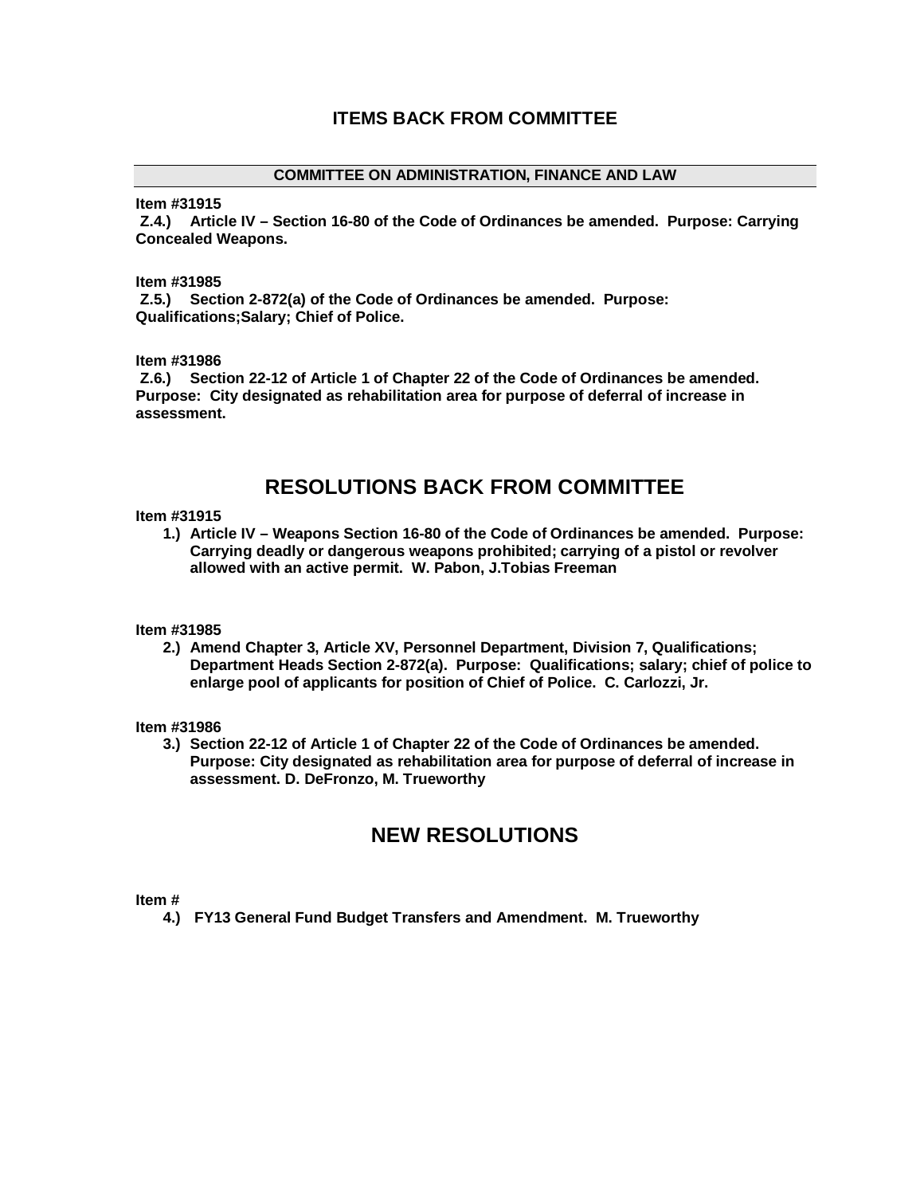## ITEMS BACK FROM COMMITTEE

### COMMITTEE ON ADMINISTRATION, FINANCE AND LAW

**Item #31915**
**Z.4.) Article IV – Section 16-80 of the Code of Ordinances be amended. Purpose: Carrying Concealed Weapons.**

**Item #31985**
**Z.5.) Section 2-872(a) of the Code of Ordinances be amended. Purpose: Qualifications;Salary; Chief of Police.**

**Item #31986**
**Z.6.) Section 22-12 of Article 1 of Chapter 22 of the Code of Ordinances be amended. Purpose: City designated as rehabilitation area for purpose of deferral of increase in assessment.**

## RESOLUTIONS BACK FROM COMMITTEE

**Item #31915**

1.) **Article IV – Weapons Section 16-80 of the Code of Ordinances be amended. Purpose: Carrying deadly or dangerous weapons prohibited; carrying of a pistol or revolver allowed with an active permit. W. Pabon, J.Tobias Freeman**

**Item #31985**

2.) **Amend Chapter 3, Article XV, Personnel Department, Division 7, Qualifications; Department Heads Section 2-872(a). Purpose: Qualifications; salary; chief of police to enlarge pool of applicants for position of Chief of Police. C. Carlozzi, Jr.**

**Item #31986**

3.) **Section 22-12 of Article 1 of Chapter 22 of the Code of Ordinances be amended. Purpose: City designated as rehabilitation area for purpose of deferral of increase in assessment. D. DeFronzo, M. Trueworthy**

## NEW RESOLUTIONS

**Item #**

4.) **FY13 General Fund Budget Transfers and Amendment. M. Trueworthy**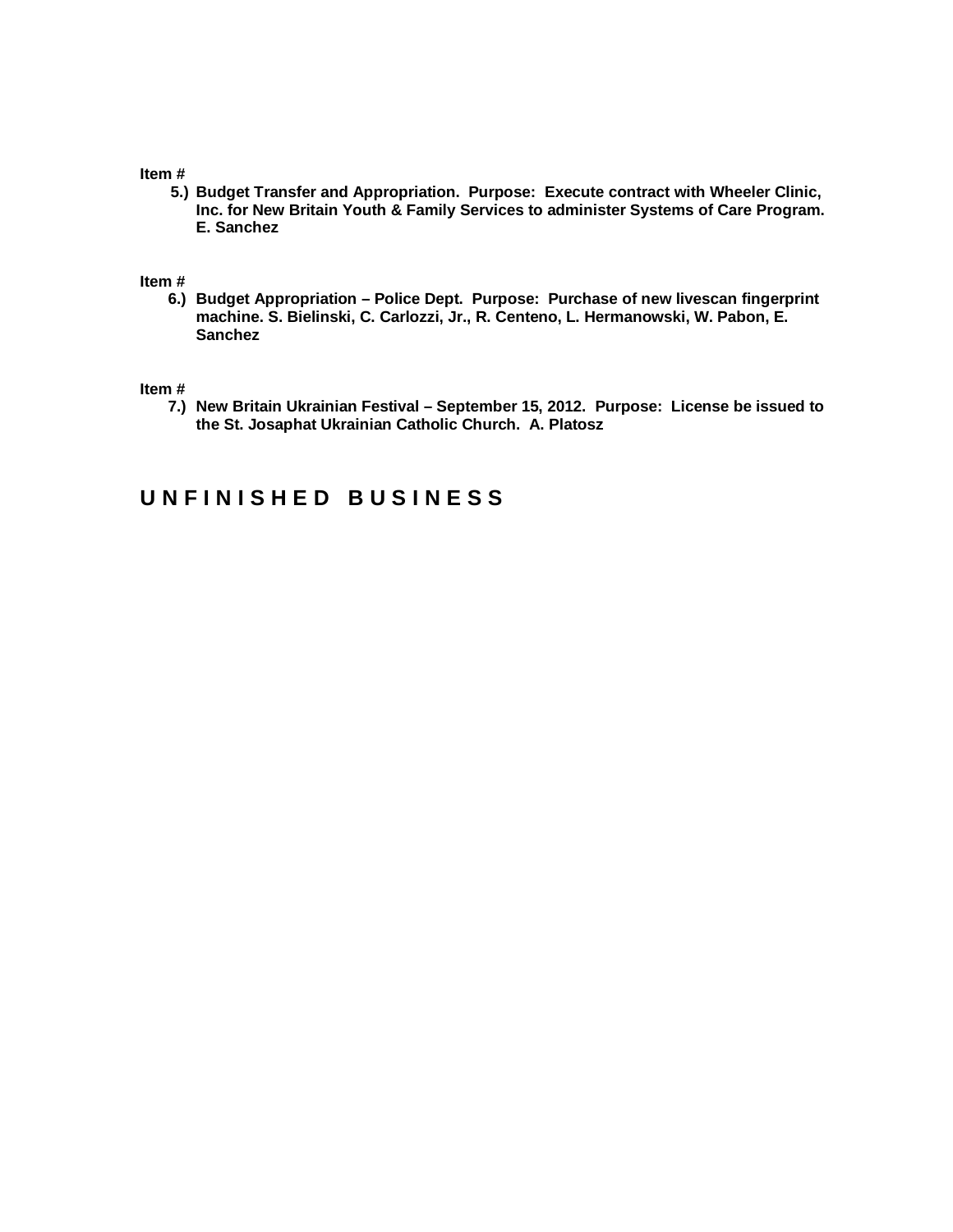**Item #**

**5.) Budget Transfer and Appropriation. Purpose: Execute contract with Wheeler Clinic, Inc. for New Britain Youth & Family Services to administer Systems of Care Program. E. Sanchez**

**Item #**

**6.) Budget Appropriation – Police Dept. Purpose: Purchase of new livescan fingerprint machine. S. Bielinski, C. Carlozzi, Jr., R. Centeno, L. Hermanowski, W. Pabon, E. Sanchez**

**Item #**

**7.) New Britain Ukrainian Festival – September 15, 2012. Purpose: License be issued to the St. Josaphat Ukrainian Catholic Church. A. Platosz**

## U N F I N I S H E D   B U S I N E S S